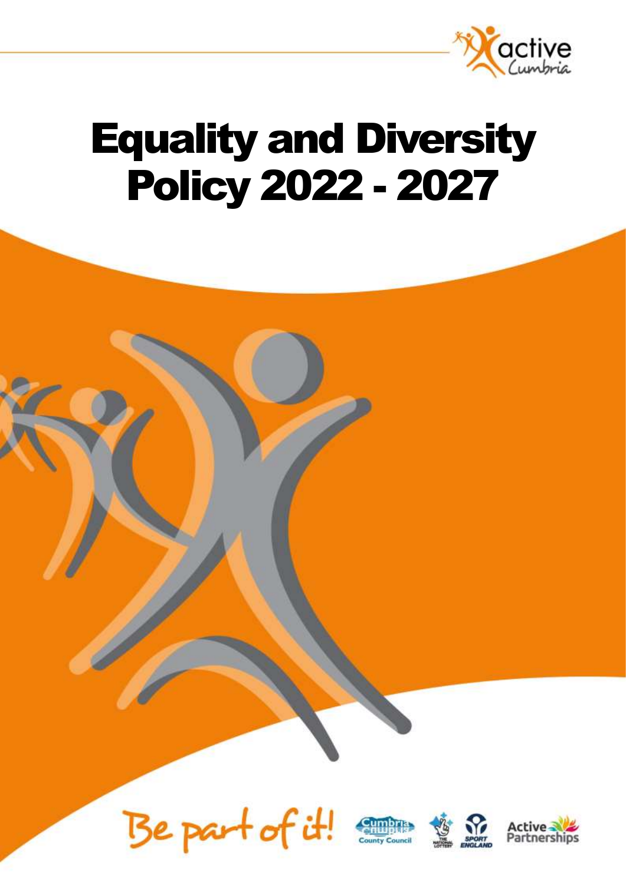# Equality and Diversity Policy 2022 - 2027

Be part of it!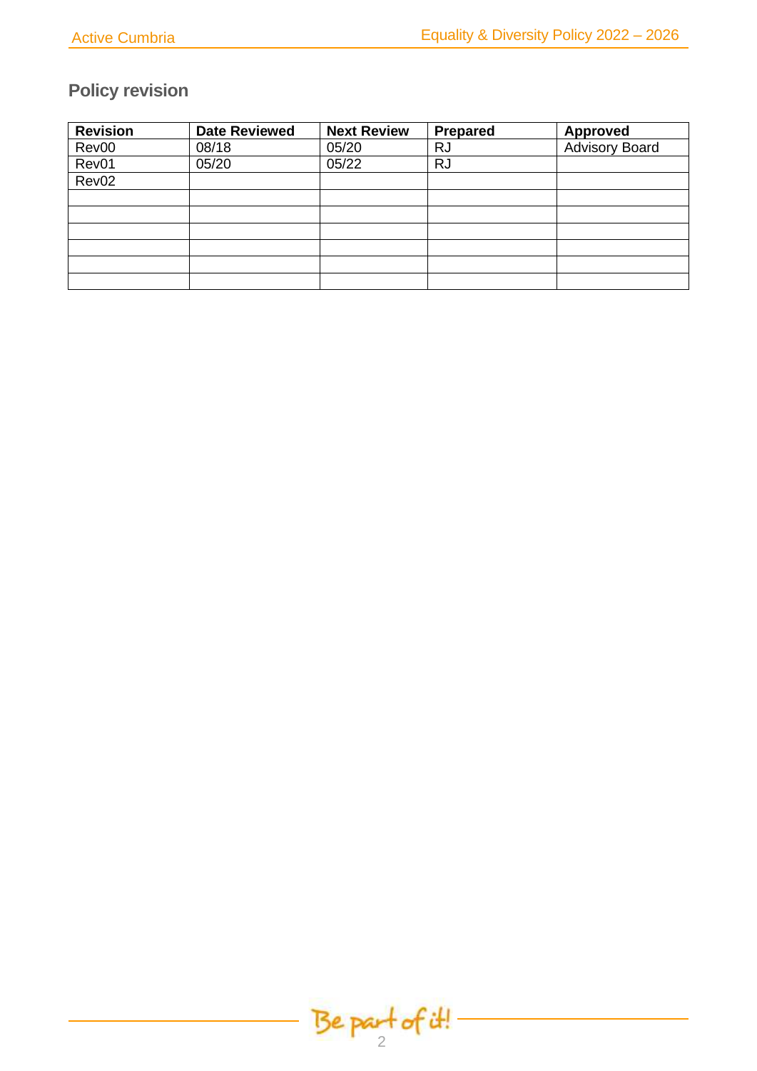## Policy revision

| Revision | Date Reviewed | Next Review | Prepared | Approved |
|---|---|---|---|---|
| Rev00 | 08/18 | 05/20 | RJ | Advisory Board |
| Rev01 | 05/20 | 05/22 | RJ | |
| Rev02 | | | | |
| | | | | |
| | | | | |
| | | | | |
| | | | | |
| | | | | |
| | | | | |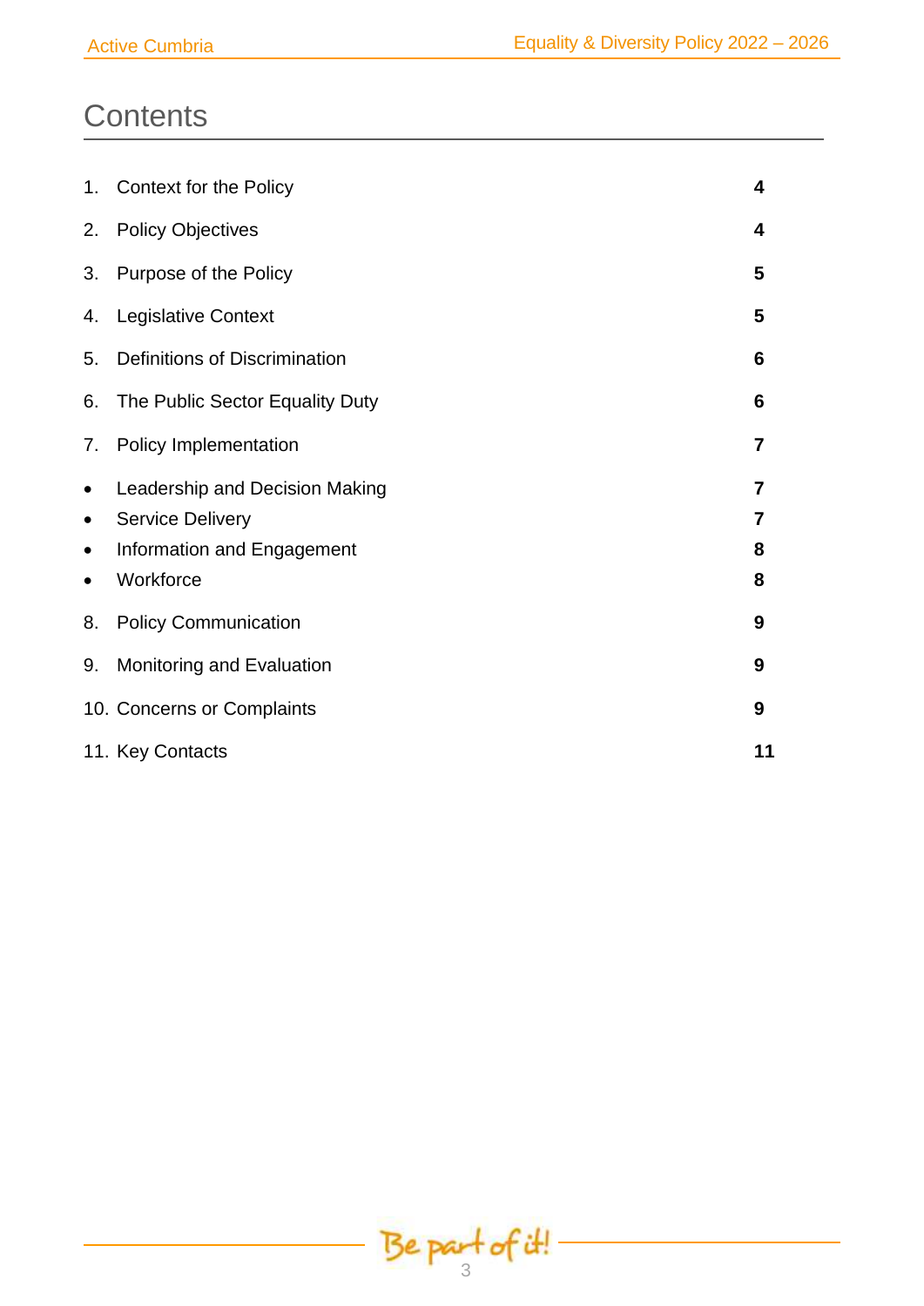# Contents

| | | |
|---|---|---|
| 1. | Context for the Policy | **4** |
| 2. | Policy Objectives | **4** |
| 3. | Purpose of the Policy | **5** |
| 4. | Legislative Context | **5** |
| 5. | Definitions of Discrimination | **6** |
| 6. | The Public Sector Equality Duty | **6** |
| 7. | Policy Implementation | **7** |
| • | Leadership and Decision Making | **7** |
| • | Service Delivery | **7** |
| • | Information and Engagement | **8** |
| • | Workforce | **8** |
| 8. | Policy Communication | **9** |
| 9. | Monitoring and Evaluation | **9** |
| 10. | Concerns or Complaints | **9** |
| 11. | Key Contacts | **11** |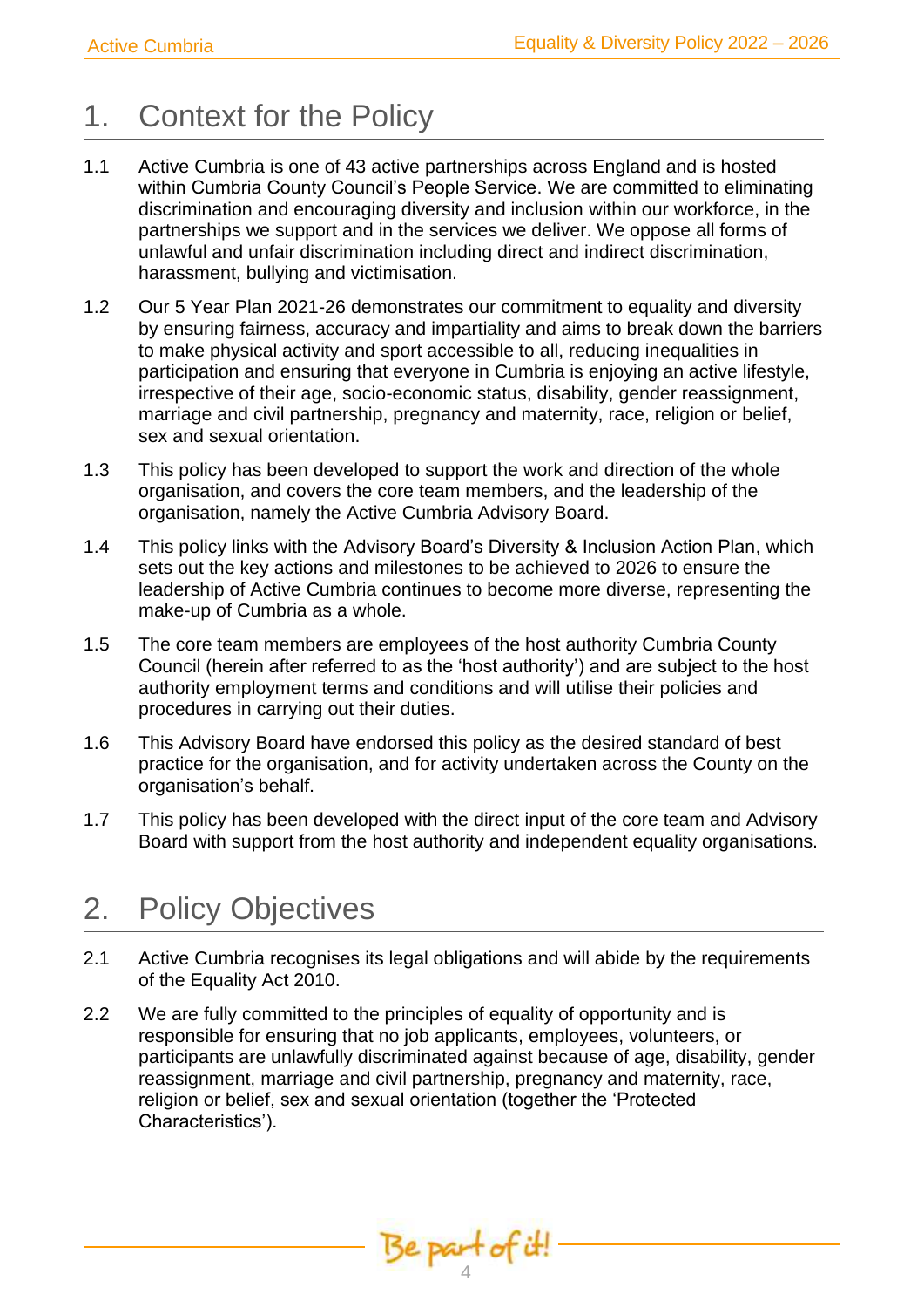## 1. Context for the Policy

1.1 Active Cumbria is one of 43 active partnerships across England and is hosted within Cumbria County Council's People Service. We are committed to eliminating discrimination and encouraging diversity and inclusion within our workforce, in the partnerships we support and in the services we deliver. We oppose all forms of unlawful and unfair discrimination including direct and indirect discrimination, harassment, bullying and victimisation.

1.2 Our 5 Year Plan 2021-26 demonstrates our commitment to equality and diversity by ensuring fairness, accuracy and impartiality and aims to break down the barriers to make physical activity and sport accessible to all, reducing inequalities in participation and ensuring that everyone in Cumbria is enjoying an active lifestyle, irrespective of their age, socio-economic status, disability, gender reassignment, marriage and civil partnership, pregnancy and maternity, race, religion or belief, sex and sexual orientation.

1.3 This policy has been developed to support the work and direction of the whole organisation, and covers the core team members, and the leadership of the organisation, namely the Active Cumbria Advisory Board.

1.4 This policy links with the Advisory Board's Diversity & Inclusion Action Plan, which sets out the key actions and milestones to be achieved to 2026 to ensure the leadership of Active Cumbria continues to become more diverse, representing the make-up of Cumbria as a whole.

1.5 The core team members are employees of the host authority Cumbria County Council (herein after referred to as the 'host authority') and are subject to the host authority employment terms and conditions and will utilise their policies and procedures in carrying out their duties.

1.6 This Advisory Board have endorsed this policy as the desired standard of best practice for the organisation, and for activity undertaken across the County on the organisation's behalf.

1.7 This policy has been developed with the direct input of the core team and Advisory Board with support from the host authority and independent equality organisations.

## 2. Policy Objectives

2.1 Active Cumbria recognises its legal obligations and will abide by the requirements of the Equality Act 2010.

2.2 We are fully committed to the principles of equality of opportunity and is responsible for ensuring that no job applicants, employees, volunteers, or participants are unlawfully discriminated against because of age, disability, gender reassignment, marriage and civil partnership, pregnancy and maternity, race, religion or belief, sex and sexual orientation (together the 'Protected Characteristics').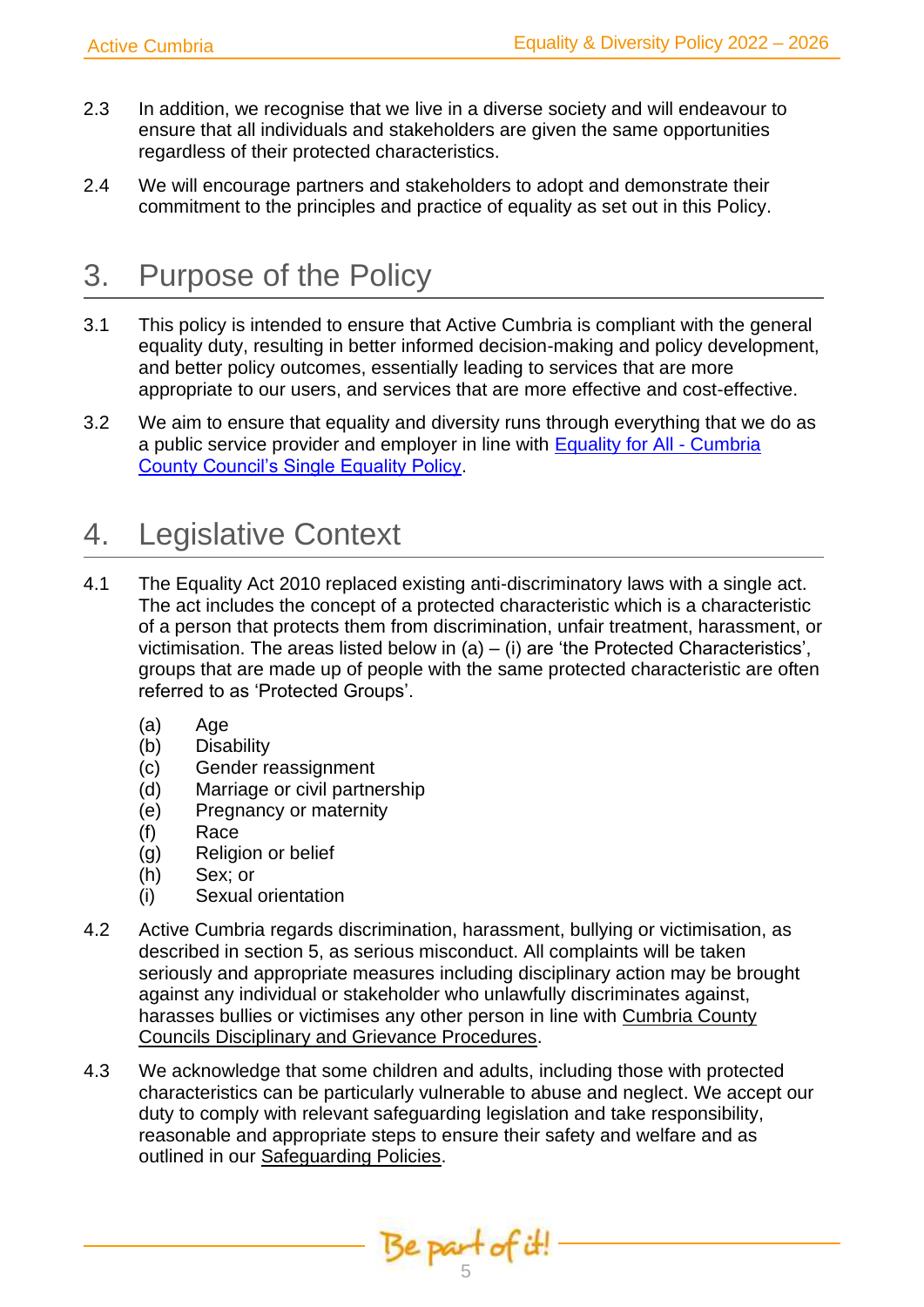2.3 In addition, we recognise that we live in a diverse society and will endeavour to ensure that all individuals and stakeholders are given the same opportunities regardless of their protected characteristics.

2.4 We will encourage partners and stakeholders to adopt and demonstrate their commitment to the principles and practice of equality as set out in this Policy.

## 3. Purpose of the Policy

3.1 This policy is intended to ensure that Active Cumbria is compliant with the general equality duty, resulting in better informed decision-making and policy development, and better policy outcomes, essentially leading to services that are more appropriate to our users, and services that are more effective and cost-effective.

3.2 We aim to ensure that equality and diversity runs through everything that we do as a public service provider and employer in line with Equality for All - Cumbria County Council's Single Equality Policy.

## 4. Legislative Context

4.1 The Equality Act 2010 replaced existing anti-discriminatory laws with a single act. The act includes the concept of a protected characteristic which is a characteristic of a person that protects them from discrimination, unfair treatment, harassment, or victimisation. The areas listed below in (a) – (i) are 'the Protected Characteristics', groups that are made up of people with the same protected characteristic are often referred to as 'Protected Groups'.

(a) Age
(b) Disability
(c) Gender reassignment
(d) Marriage or civil partnership
(e) Pregnancy or maternity
(f) Race
(g) Religion or belief
(h) Sex; or
(i) Sexual orientation

4.2 Active Cumbria regards discrimination, harassment, bullying or victimisation, as described in section 5, as serious misconduct. All complaints will be taken seriously and appropriate measures including disciplinary action may be brought against any individual or stakeholder who unlawfully discriminates against, harasses bullies or victimises any other person in line with Cumbria County Councils Disciplinary and Grievance Procedures.

4.3 We acknowledge that some children and adults, including those with protected characteristics can be particularly vulnerable to abuse and neglect. We accept our duty to comply with relevant safeguarding legislation and take responsibility, reasonable and appropriate steps to ensure their safety and welfare and as outlined in our Safeguarding Policies.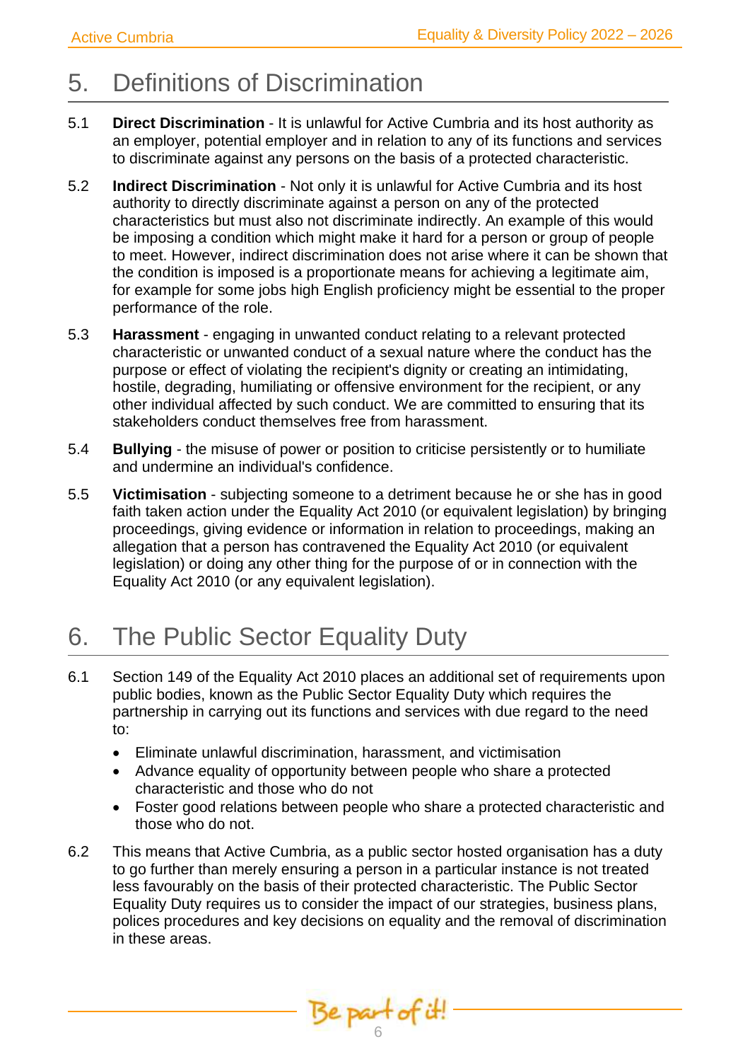## 5. Definitions of Discrimination

5.1 **Direct Discrimination** - It is unlawful for Active Cumbria and its host authority as an employer, potential employer and in relation to any of its functions and services to discriminate against any persons on the basis of a protected characteristic.

5.2 **Indirect Discrimination** - Not only it is unlawful for Active Cumbria and its host authority to directly discriminate against a person on any of the protected characteristics but must also not discriminate indirectly. An example of this would be imposing a condition which might make it hard for a person or group of people to meet. However, indirect discrimination does not arise where it can be shown that the condition is imposed is a proportionate means for achieving a legitimate aim, for example for some jobs high English proficiency might be essential to the proper performance of the role.

5.3 **Harassment** - engaging in unwanted conduct relating to a relevant protected characteristic or unwanted conduct of a sexual nature where the conduct has the purpose or effect of violating the recipient's dignity or creating an intimidating, hostile, degrading, humiliating or offensive environment for the recipient, or any other individual affected by such conduct. We are committed to ensuring that its stakeholders conduct themselves free from harassment.

5.4 **Bullying** - the misuse of power or position to criticise persistently or to humiliate and undermine an individual's confidence.

5.5 **Victimisation** - subjecting someone to a detriment because he or she has in good faith taken action under the Equality Act 2010 (or equivalent legislation) by bringing proceedings, giving evidence or information in relation to proceedings, making an allegation that a person has contravened the Equality Act 2010 (or equivalent legislation) or doing any other thing for the purpose of or in connection with the Equality Act 2010 (or any equivalent legislation).

## 6. The Public Sector Equality Duty

6.1 Section 149 of the Equality Act 2010 places an additional set of requirements upon public bodies, known as the Public Sector Equality Duty which requires the partnership in carrying out its functions and services with due regard to the need to:

- Eliminate unlawful discrimination, harassment, and victimisation
- Advance equality of opportunity between people who share a protected characteristic and those who do not
- Foster good relations between people who share a protected characteristic and those who do not.

6.2 This means that Active Cumbria, as a public sector hosted organisation has a duty to go further than merely ensuring a person in a particular instance is not treated less favourably on the basis of their protected characteristic. The Public Sector Equality Duty requires us to consider the impact of our strategies, business plans, polices procedures and key decisions on equality and the removal of discrimination in these areas.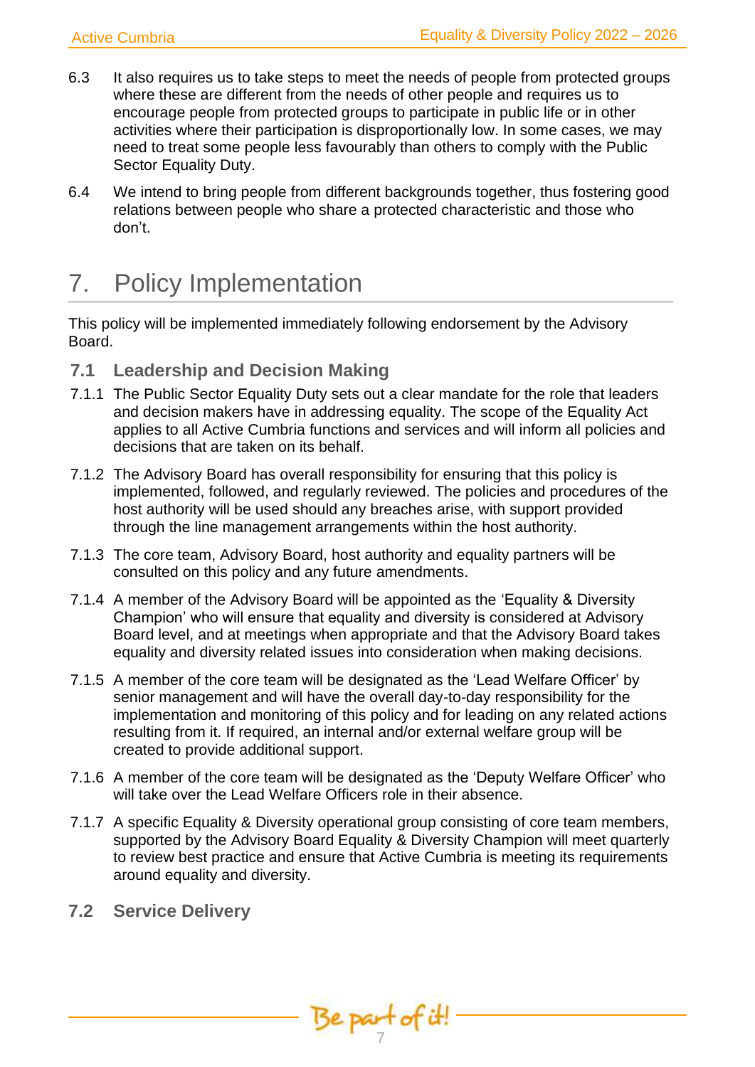6.3 It also requires us to take steps to meet the needs of people from protected groups where these are different from the needs of other people and requires us to encourage people from protected groups to participate in public life or in other activities where their participation is disproportionally low. In some cases, we may need to treat some people less favourably than others to comply with the Public Sector Equality Duty.

6.4 We intend to bring people from different backgrounds together, thus fostering good relations between people who share a protected characteristic and those who don't.

# 7. Policy Implementation

This policy will be implemented immediately following endorsement by the Advisory Board.

## 7.1 Leadership and Decision Making

7.1.1 The Public Sector Equality Duty sets out a clear mandate for the role that leaders and decision makers have in addressing equality. The scope of the Equality Act applies to all Active Cumbria functions and services and will inform all policies and decisions that are taken on its behalf.

7.1.2 The Advisory Board has overall responsibility for ensuring that this policy is implemented, followed, and regularly reviewed. The policies and procedures of the host authority will be used should any breaches arise, with support provided through the line management arrangements within the host authority.

7.1.3 The core team, Advisory Board, host authority and equality partners will be consulted on this policy and any future amendments.

7.1.4 A member of the Advisory Board will be appointed as the 'Equality & Diversity Champion' who will ensure that equality and diversity is considered at Advisory Board level, and at meetings when appropriate and that the Advisory Board takes equality and diversity related issues into consideration when making decisions.

7.1.5 A member of the core team will be designated as the 'Lead Welfare Officer' by senior management and will have the overall day-to-day responsibility for the implementation and monitoring of this policy and for leading on any related actions resulting from it. If required, an internal and/or external welfare group will be created to provide additional support.

7.1.6 A member of the core team will be designated as the 'Deputy Welfare Officer' who will take over the Lead Welfare Officers role in their absence.

7.1.7 A specific Equality & Diversity operational group consisting of core team members, supported by the Advisory Board Equality & Diversity Champion will meet quarterly to review best practice and ensure that Active Cumbria is meeting its requirements around equality and diversity.

## 7.2 Service Delivery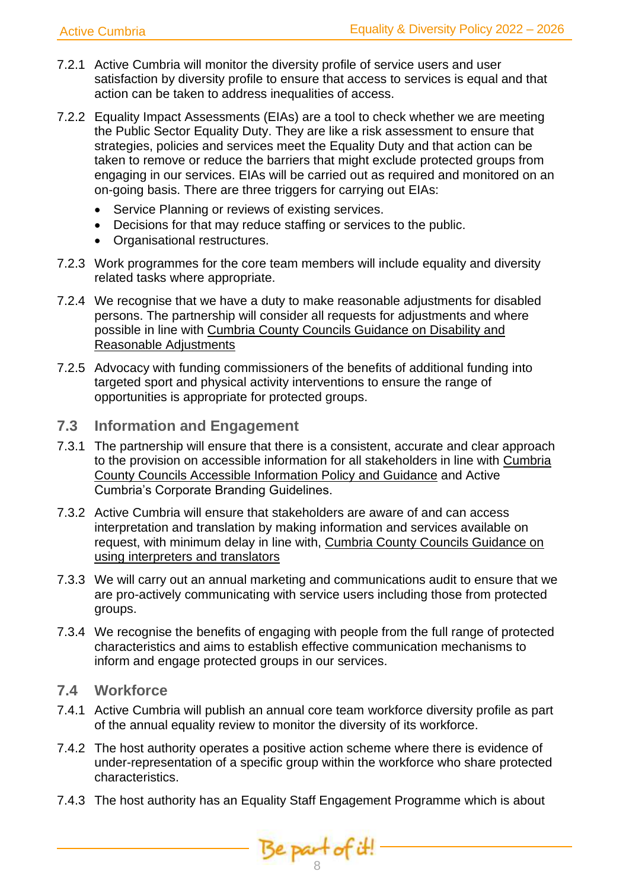7.2.1 Active Cumbria will monitor the diversity profile of service users and user satisfaction by diversity profile to ensure that access to services is equal and that action can be taken to address inequalities of access.

7.2.2 Equality Impact Assessments (EIAs) are a tool to check whether we are meeting the Public Sector Equality Duty. They are like a risk assessment to ensure that strategies, policies and services meet the Equality Duty and that action can be taken to remove or reduce the barriers that might exclude protected groups from engaging in our services. EIAs will be carried out as required and monitored on an on-going basis. There are three triggers for carrying out EIAs:

- Service Planning or reviews of existing services.
- Decisions for that may reduce staffing or services to the public.
- Organisational restructures.

7.2.3 Work programmes for the core team members will include equality and diversity related tasks where appropriate.

7.2.4 We recognise that we have a duty to make reasonable adjustments for disabled persons. The partnership will consider all requests for adjustments and where possible in line with Cumbria County Councils Guidance on Disability and Reasonable Adjustments

7.2.5 Advocacy with funding commissioners of the benefits of additional funding into targeted sport and physical activity interventions to ensure the range of opportunities is appropriate for protected groups.

## 7.3 Information and Engagement

7.3.1 The partnership will ensure that there is a consistent, accurate and clear approach to the provision on accessible information for all stakeholders in line with Cumbria County Councils Accessible Information Policy and Guidance and Active Cumbria's Corporate Branding Guidelines.

7.3.2 Active Cumbria will ensure that stakeholders are aware of and can access interpretation and translation by making information and services available on request, with minimum delay in line with, Cumbria County Councils Guidance on using interpreters and translators

7.3.3 We will carry out an annual marketing and communications audit to ensure that we are pro-actively communicating with service users including those from protected groups.

7.3.4 We recognise the benefits of engaging with people from the full range of protected characteristics and aims to establish effective communication mechanisms to inform and engage protected groups in our services.

## 7.4 Workforce

7.4.1 Active Cumbria will publish an annual core team workforce diversity profile as part of the annual equality review to monitor the diversity of its workforce.

7.4.2 The host authority operates a positive action scheme where there is evidence of under-representation of a specific group within the workforce who share protected characteristics.

7.4.3 The host authority has an Equality Staff Engagement Programme which is about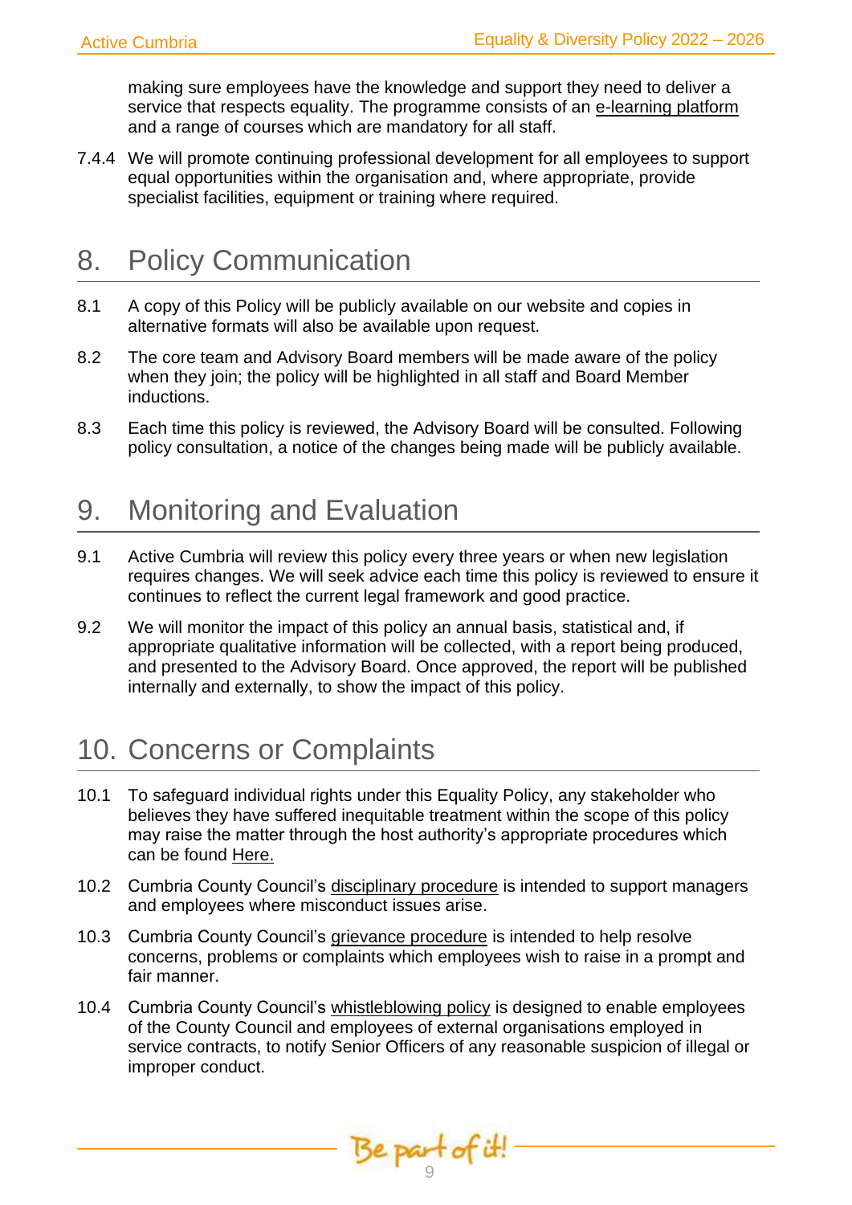making sure employees have the knowledge and support they need to deliver a service that respects equality. The programme consists of an e-learning platform and a range of courses which are mandatory for all staff.

7.4.4 We will promote continuing professional development for all employees to support equal opportunities within the organisation and, where appropriate, provide specialist facilities, equipment or training where required.

# 8. Policy Communication

8.1 A copy of this Policy will be publicly available on our website and copies in alternative formats will also be available upon request.

8.2 The core team and Advisory Board members will be made aware of the policy when they join; the policy will be highlighted in all staff and Board Member inductions.

8.3 Each time this policy is reviewed, the Advisory Board will be consulted. Following policy consultation, a notice of the changes being made will be publicly available.

# 9. Monitoring and Evaluation

9.1 Active Cumbria will review this policy every three years or when new legislation requires changes. We will seek advice each time this policy is reviewed to ensure it continues to reflect the current legal framework and good practice.

9.2 We will monitor the impact of this policy an annual basis, statistical and, if appropriate qualitative information will be collected, with a report being produced, and presented to the Advisory Board. Once approved, the report will be published internally and externally, to show the impact of this policy.

# 10. Concerns or Complaints

10.1 To safeguard individual rights under this Equality Policy, any stakeholder who believes they have suffered inequitable treatment within the scope of this policy may raise the matter through the host authority's appropriate procedures which can be found Here.

10.2 Cumbria County Council's disciplinary procedure is intended to support managers and employees where misconduct issues arise.

10.3 Cumbria County Council's grievance procedure is intended to help resolve concerns, problems or complaints which employees wish to raise in a prompt and fair manner.

10.4 Cumbria County Council's whistleblowing policy is designed to enable employees of the County Council and employees of external organisations employed in service contracts, to notify Senior Officers of any reasonable suspicion of illegal or improper conduct.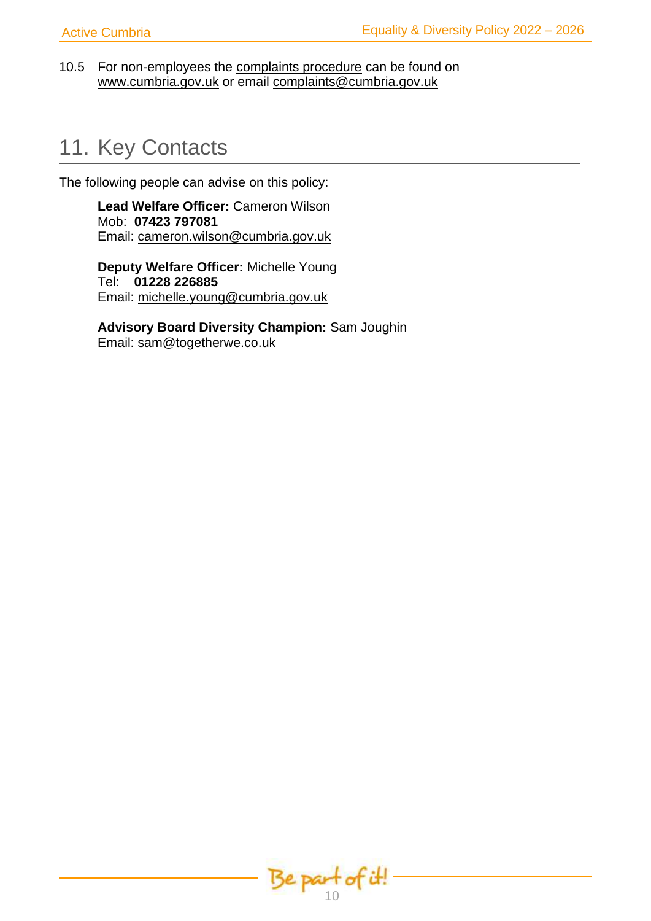10.5 For non-employees the complaints procedure can be found on www.cumbria.gov.uk or email complaints@cumbria.gov.uk

## 11. Key Contacts

The following people can advise on this policy:

**Lead Welfare Officer:** Cameron Wilson
Mob: **07423 797081**
Email: cameron.wilson@cumbria.gov.uk

**Deputy Welfare Officer:** Michelle Young
Tel: **01228 226885**
Email: michelle.young@cumbria.gov.uk

**Advisory Board Diversity Champion:** Sam Joughin
Email: sam@togetherwe.co.uk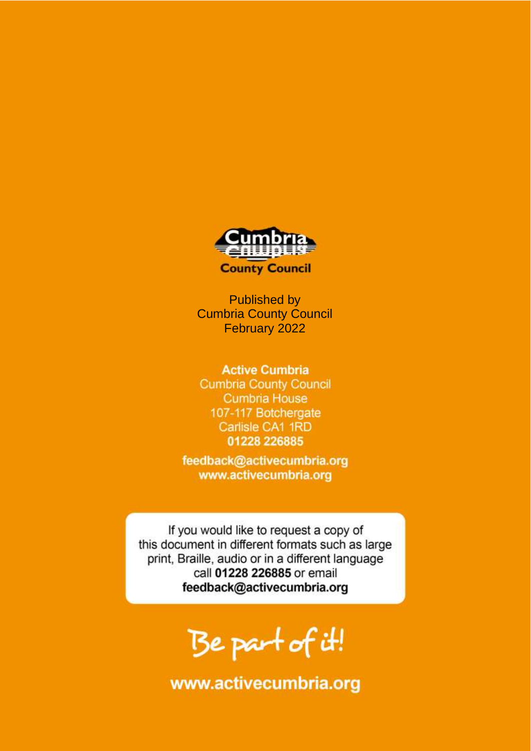Cumbria County Council

Published by
Cumbria County Council
February 2022

**Active Cumbria**
Cumbria County Council
Cumbria House
107-117 Botchergate
Carlisle CA1 1RD
**01228 226885**

**feedback@activecumbria.org**
**www.activecumbria.org**

If you would like to request a copy of this document in different formats such as large print, Braille, audio or in a different language call **01228 226885** or email **feedback@activecumbria.org**

Be part of it!

**www.activecumbria.org**